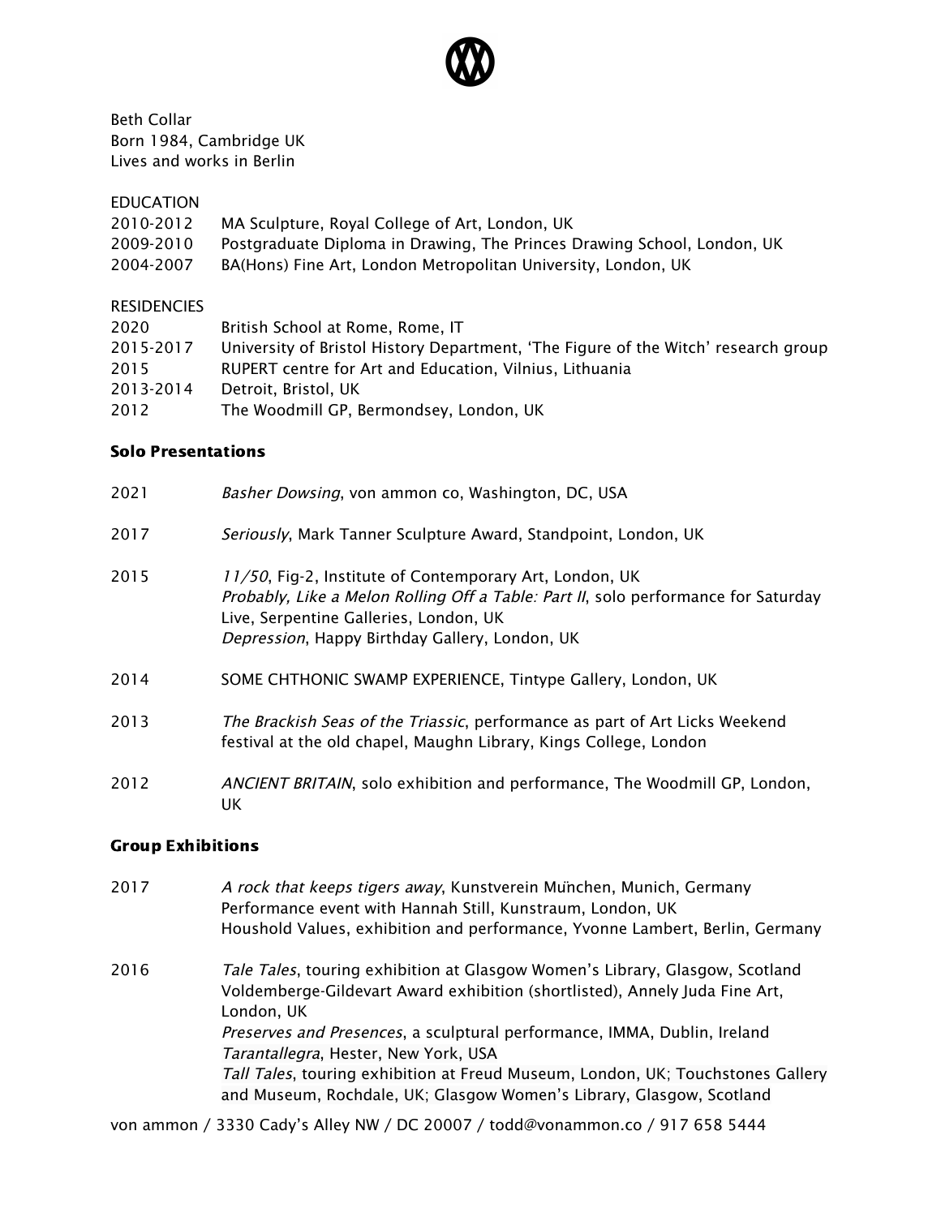Beth Collar
Born 1984, Cambridge UK
Lives and works in Berlin

EDUCATION

2010-2012 MA Sculpture, Royal College of Art, London, UK
2009-2010 Postgraduate Diploma in Drawing, The Princes Drawing School, London, UK
2004-2007 BA(Hons) Fine Art, London Metropolitan University, London, UK

RESIDENCIES

2020 British School at Rome, Rome, IT
2015-2017 University of Bristol History Department, 'The Figure of the Witch' research group
2015 RUPERT centre for Art and Education, Vilnius, Lithuania
2013-2014 Detroit, Bristol, UK
2012 The Woodmill GP, Bermondsey, London, UK

## Solo Presentations

2021 *Basher Dowsing*, von ammon co, Washington, DC, USA

2017 *Seriously*, Mark Tanner Sculpture Award, Standpoint, London, UK

2015 *11/50*, Fig-2, Institute of Contemporary Art, London, UK
*Probably, Like a Melon Rolling Off a Table: Part II*, solo performance for Saturday Live, Serpentine Galleries, London, UK
*Depression*, Happy Birthday Gallery, London, UK

2014 SOME CHTHONIC SWAMP EXPERIENCE, Tintype Gallery, London, UK

2013 *The Brackish Seas of the Triassic*, performance as part of Art Licks Weekend festival at the old chapel, Maughn Library, Kings College, London

2012 *ANCIENT BRITAIN*, solo exhibition and performance, The Woodmill GP, London, UK

## Group Exhibitions

2017 *A rock that keeps tigers away*, Kunstverein München, Munich, Germany
Performance event with Hannah Still, Kunstraum, London, UK
Houshold Values, exhibition and performance, Yvonne Lambert, Berlin, Germany

2016 *Tale Tales*, touring exhibition at Glasgow Women's Library, Glasgow, Scotland
Voldemberge-Gildevart Award exhibition (shortlisted), Annely Juda Fine Art, London, UK
*Preserves and Presences*, a sculptural performance, IMMA, Dublin, Ireland
*Tarantallegra*, Hester, New York, USA
*Tall Tales*, touring exhibition at Freud Museum, London, UK; Touchstones Gallery and Museum, Rochdale, UK; Glasgow Women's Library, Glasgow, Scotland

von ammon / 3330 Cady's Alley NW / DC 20007 / todd@vonammon.co / 917 658 5444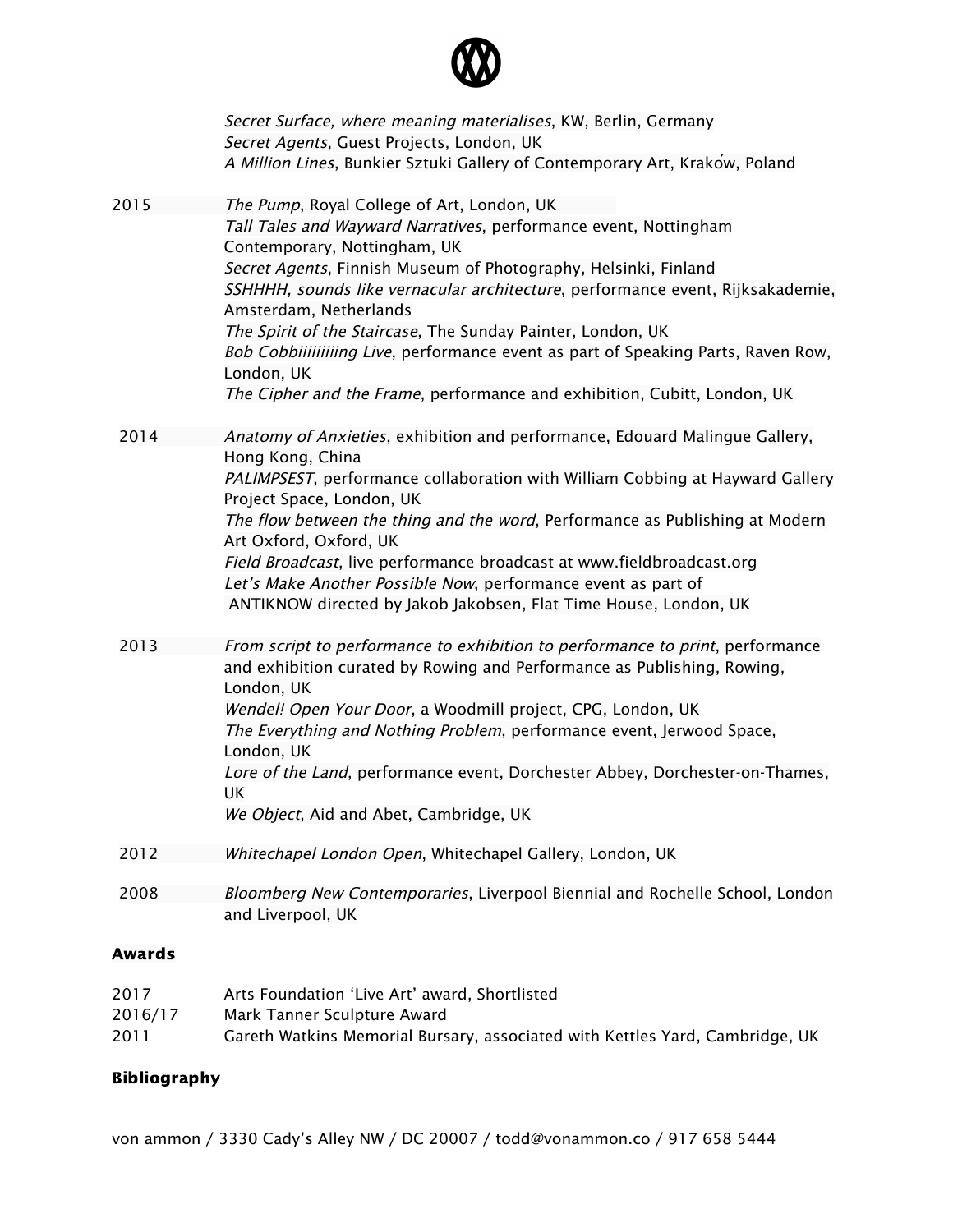| | |
|---|---|
| | *Secret Surface, where meaning materialises*, KW, Berlin, Germany |
| | *Secret Agents*, Guest Projects, London, UK |
| | *A Million Lines*, Bunkier Sztuki Gallery of Contemporary Art, Kraków, Poland |
| 2015 | *The Pump*, Royal College of Art, London, UK |
| | *Tall Tales and Wayward Narratives*, performance event, Nottingham Contemporary, Nottingham, UK |
| | *Secret Agents*, Finnish Museum of Photography, Helsinki, Finland |
| | *SSHHHH, sounds like vernacular architecture*, performance event, Rijksakademie, Amsterdam, Netherlands |
| | *The Spirit of the Staircase*, The Sunday Painter, London, UK |
| | *Bob Cobbiiiiiiiiing Live*, performance event as part of Speaking Parts, Raven Row, London, UK |
| | *The Cipher and the Frame*, performance and exhibition, Cubitt, London, UK |
| 2014 | *Anatomy of Anxieties*, exhibition and performance, Edouard Malingue Gallery, Hong Kong, China |
| | *PALIMPSEST*, performance collaboration with William Cobbing at Hayward Gallery Project Space, London, UK |
| | *The flow between the thing and the word*, Performance as Publishing at Modern Art Oxford, Oxford, UK |
| | *Field Broadcast*, live performance broadcast at www.fieldbroadcast.org |
| | *Let's Make Another Possible Now*, performance event as part of ANTIKNOW directed by Jakob Jakobsen, Flat Time House, London, UK |
| 2013 | *From script to performance to exhibition to performance to print*, performance and exhibition curated by Rowing and Performance as Publishing, Rowing, London, UK |
| | *Wendel! Open Your Door*, a Woodmill project, CPG, London, UK |
| | *The Everything and Nothing Problem*, performance event, Jerwood Space, London, UK |
| | *Lore of the Land*, performance event, Dorchester Abbey, Dorchester-on-Thames, UK |
| | *We Object*, Aid and Abet, Cambridge, UK |
| 2012 | *Whitechapel London Open*, Whitechapel Gallery, London, UK |
| 2008 | *Bloomberg New Contemporaries*, Liverpool Biennial and Rochelle School, London and Liverpool, UK |

## Awards

| | |
|---|---|
| 2017 | Arts Foundation 'Live Art' award, Shortlisted |
| 2016/17 | Mark Tanner Sculpture Award |
| 2011 | Gareth Watkins Memorial Bursary, associated with Kettles Yard, Cambridge, UK |

## Bibliography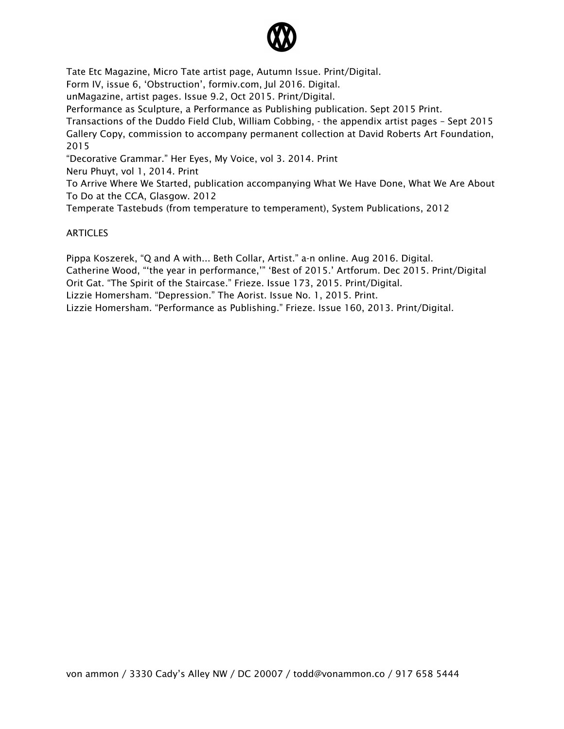Tate Etc Magazine, Micro Tate artist page, Autumn Issue. Print/Digital.
Form IV, issue 6, 'Obstruction', formiv.com, Jul 2016. Digital.
unMagazine, artist pages. Issue 9.2, Oct 2015. Print/Digital.
Performance as Sculpture, a Performance as Publishing publication. Sept 2015 Print.
Transactions of the Duddo Field Club, William Cobbing, - the appendix artist pages – Sept 2015
Gallery Copy, commission to accompany permanent collection at David Roberts Art Foundation, 2015
"Decorative Grammar." Her Eyes, My Voice, vol 3. 2014. Print
Neru Phuyt, vol 1, 2014. Print
To Arrive Where We Started, publication accompanying What We Have Done, What We Are About To Do at the CCA, Glasgow. 2012
Temperate Tastebuds (from temperature to temperament), System Publications, 2012

ARTICLES

Pippa Koszerek, "Q and A with... Beth Collar, Artist." a-n online. Aug 2016. Digital.
Catherine Wood, "'the year in performance,'" 'Best of 2015.' Artforum. Dec 2015. Print/Digital
Orit Gat. "The Spirit of the Staircase." Frieze. Issue 173, 2015. Print/Digital.
Lizzie Homersham. "Depression." The Aorist. Issue No. 1, 2015. Print.
Lizzie Homersham. "Performance as Publishing." Frieze. Issue 160, 2013. Print/Digital.